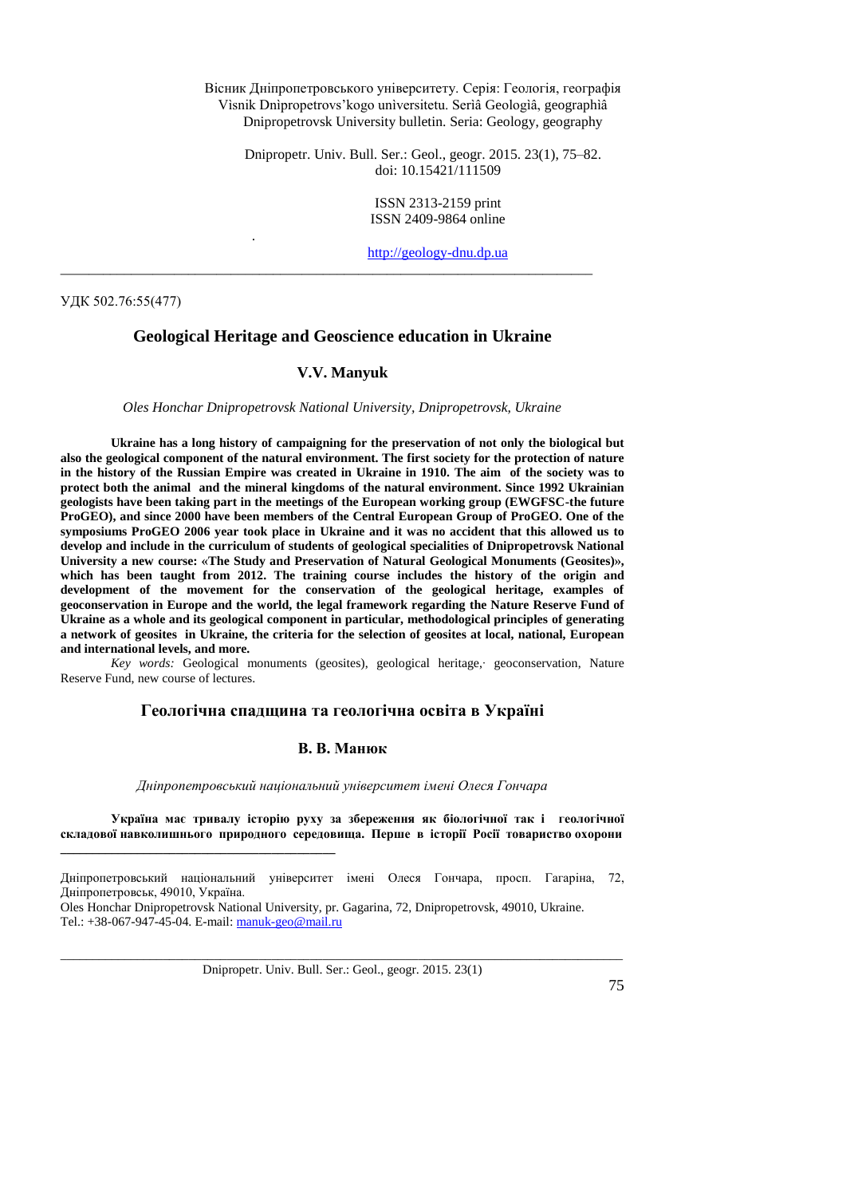Вісник Дніпропетровського університету. Серія: Геологія, географія
Visnik Dnipropetrovs'kogo universitetu. Seriâ Geologiâ, geographiâ
Dnipropetrovsk University bulletin. Seria: Geology, geography

Dnipropetr. Univ. Bull. Ser.: Geol., geogr. 2015. 23(1), 75–82.
doi: 10.15421/111509

ISSN 2313-2159 print
ISSN 2409-9864 online

http://geology-dnu.dp.ua

УДК 502.76:55(477)

# Geological Heritage and Geoscience education in Ukraine

**V.V. Manyuk**

*Oles Honchar Dnipropetrovsk National University, Dnipropetrovsk, Ukraine*

**Ukraine has a long history of campaigning for the preservation of not only the biological but also the geological component of the natural environment. The first society for the protection of nature in the history of the Russian Empire was created in Ukraine in 1910. The aim of the society was to protect both the animal and the mineral kingdoms of the natural environment. Since 1992 Ukrainian geologists have been taking part in the meetings of the European working group (EWGFSC-the future ProGEO), and since 2000 have been members of the Central European Group of ProGEO. One of the symposiums ProGEO 2006 year took place in Ukraine and it was no accident that this allowed us to develop and include in the curriculum of students of geological specialities of Dnipropetrovsk National University a new course: «The Study and Preservation of Natural Geological Monuments (Geosites)», which has been taught from 2012. The training course includes the history of the origin and development of the movement for the conservation of the geological heritage, examples of geoconservation in Europe and the world, the legal framework regarding the Nature Reserve Fund of Ukraine as a whole and its geological component in particular, methodological principles of generating a network of geosites in Ukraine, the criteria for the selection of geosites at local, national, European and international levels, and more.**

*Key words:* Geological monuments (geosites), geological heritage, geoconservation, Nature Reserve Fund, new course of lectures.

# Геологічна спадщина та геологічна освіта в Україні

**В. В. Манюк**

*Дніпропетровський національний університет імені Олеся Гончара*

**Україна має тривалу історію руху за збереження як біологічної так і геологічної складової навколишнього природного середовища. Перше в історії Росії товариство охорони**

---

Дніпропетровський національний університет імені Олеся Гончара, просп. Гагаріна, 72, Дніпропетровськ, 49010, Україна.
Oles Honchar Dnipropetrovsk National University, pr. Gagarina, 72, Dnipropetrovsk, 49010, Ukraine.
Tel.: +38-067-947-45-04. E-mail: manuk-geo@mail.ru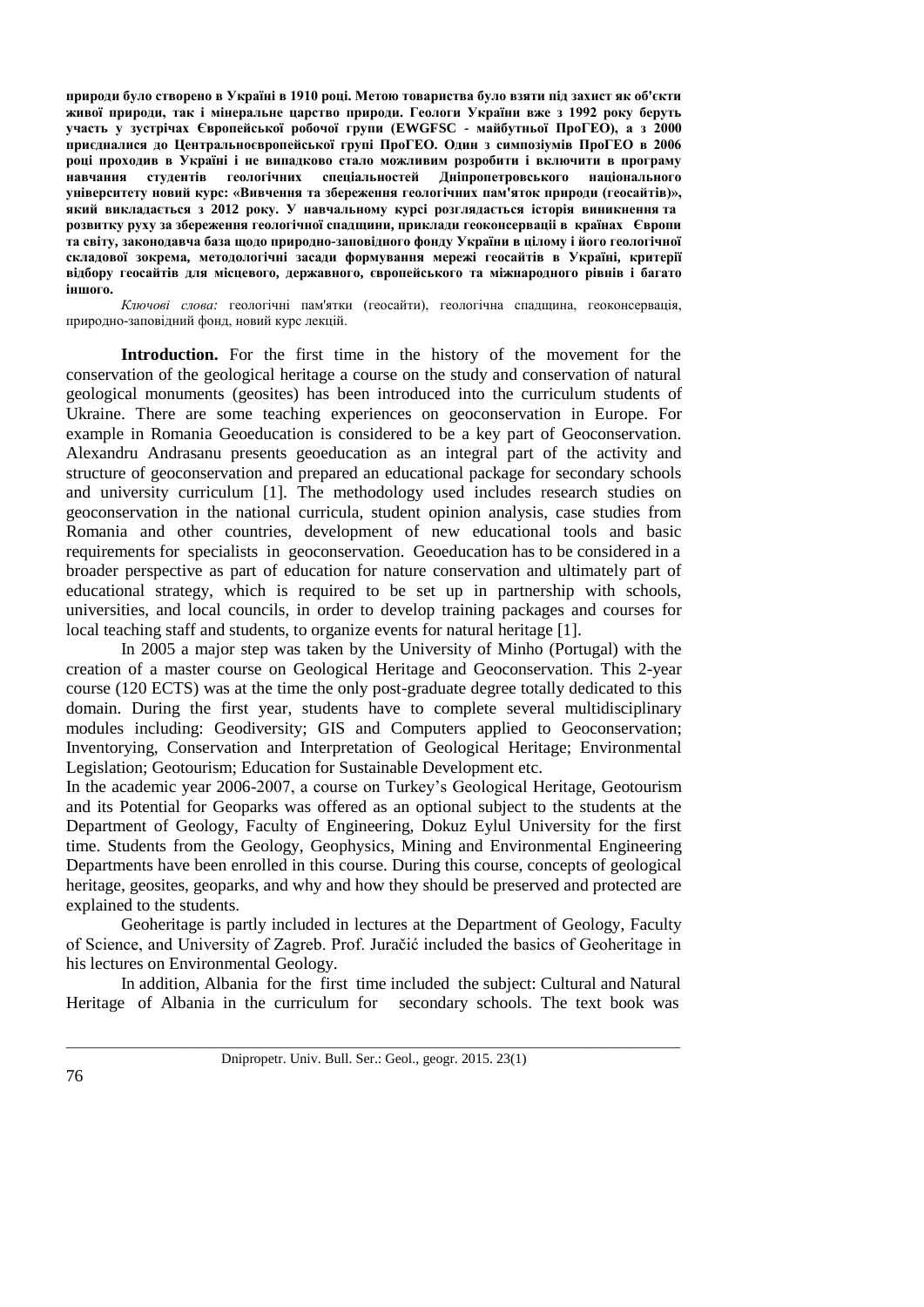**природи було створено в Україні в 1910 році. Метою товариства було взяти під захист як об'єкти живої природи, так і мінеральне царство природи. Геологи України вже з 1992 року беруть участь у зустрічах Європейської робочої групи (EWGFSC - майбутньої ПроГЕО), а з 2000 приєдналися до Центральноєвропейської групі ПроГЕО. Один з симпозіумів ПроГЕО в 2006 році проходив в Україні і не випадково стало можливим розробити і включити в програму навчання студентів геологічних спеціальностей Дніпропетровського національного університету новий курс: «Вивчення та збереження геологічних пам'яток природи (геосайтів)», який викладається з 2012 року. У навчальному курсі розглядається історія виникнення та розвитку руху за збереження геологічної спадщини, приклади геоконсервації в країнах Європи та світу, законодавча база щодо природно-заповідного фонду України в цілому і його геологічної складової зокрема, методологічні засади формування мережі геосайтів в Україні, критерії відбору геосайтів для місцевого, державного, європейського та міжнародного рівнів і багато іншого.**

*Ключові слова:* геологічні пам'ятки (геосайти), геологічна спадщина, геоконсервація, природно-заповідний фонд, новий курс лекцій.

**Introduction.** For the first time in the history of the movement for the conservation of the geological heritage a course on the study and conservation of natural geological monuments (geosites) has been introduced into the curriculum students of Ukraine. There are some teaching experiences on geoconservation in Europe. For example in Romania Geoeducation is considered to be a key part of Geoconservation. Alexandru Andrasanu presents geoeducation as an integral part of the activity and structure of geoconservation and prepared an educational package for secondary schools and university curriculum [1]. The methodology used includes research studies on geoconservation in the national curricula, student opinion analysis, case studies from Romania and other countries, development of new educational tools and basic requirements for specialists in geoconservation. Geoeducation has to be considered in a broader perspective as part of education for nature conservation and ultimately part of educational strategy, which is required to be set up in partnership with schools, universities, and local councils, in order to develop training packages and courses for local teaching staff and students, to organize events for natural heritage [1].

In 2005 a major step was taken by the University of Minho (Portugal) with the creation of a master course on Geological Heritage and Geoconservation. This 2-year course (120 ECTS) was at the time the only post-graduate degree totally dedicated to this domain. During the first year, students have to complete several multidisciplinary modules including: Geodiversity; GIS and Computers applied to Geoconservation; Inventorying, Conservation and Interpretation of Geological Heritage; Environmental Legislation; Geotourism; Education for Sustainable Development etc.

In the academic year 2006-2007, a course on Turkey's Geological Heritage, Geotourism and its Potential for Geoparks was offered as an optional subject to the students at the Department of Geology, Faculty of Engineering, Dokuz Eylul University for the first time. Students from the Geology, Geophysics, Mining and Environmental Engineering Departments have been enrolled in this course. During this course, concepts of geological heritage, geosites, geoparks, and why and how they should be preserved and protected are explained to the students.

Geoheritage is partly included in lectures at the Department of Geology, Faculty of Science, and University of Zagreb. Prof. Juračić included the basics of Geoheritage in his lectures on Environmental Geology.

In addition, Albania for the first time included the subject: Cultural and Natural Heritage of Albania in the curriculum for secondary schools. The text book was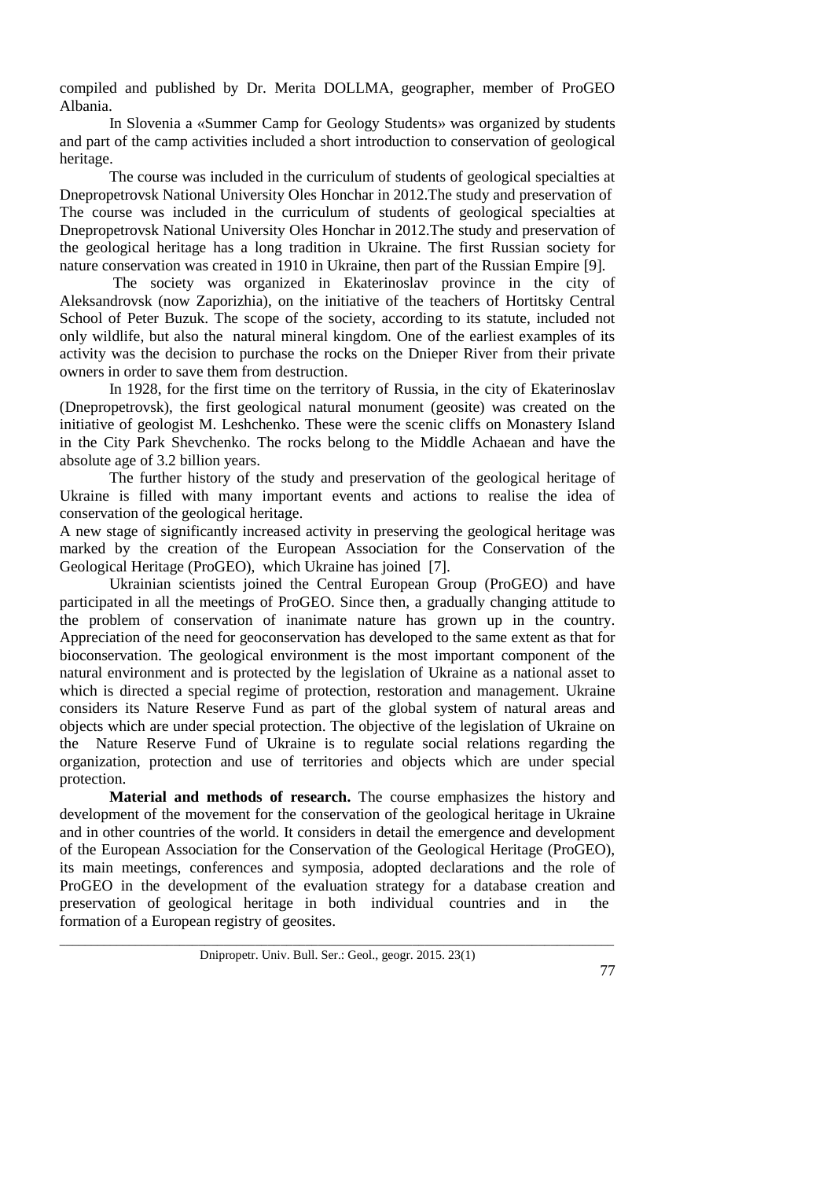compiled and published by Dr. Merita DOLLMA, geographer, member of ProGEO Albania.

In Slovenia a «Summer Camp for Geology Students» was organized by students and part of the camp activities included a short introduction to conservation of geological heritage.

The course was included in the curriculum of students of geological specialties at Dnepropetrovsk National University Oles Honchar in 2012.The study and preservation of The course was included in the curriculum of students of geological specialties at Dnepropetrovsk National University Oles Honchar in 2012.The study and preservation of the geological heritage has a long tradition in Ukraine. The first Russian society for nature conservation was created in 1910 in Ukraine, then part of the Russian Empire [9].

The society was organized in Ekaterinoslav province in the city of Aleksandrovsk (now Zaporizhia), on the initiative of the teachers of Hortitsky Central School of Peter Buzuk. The scope of the society, according to its statute, included not only wildlife, but also the natural mineral kingdom. One of the earliest examples of its activity was the decision to purchase the rocks on the Dnieper River from their private owners in order to save them from destruction.

In 1928, for the first time on the territory of Russia, in the city of Ekaterinoslav (Dnepropetrovsk), the first geological natural monument (geosite) was created on the initiative of geologist M. Leshchenko. These were the scenic cliffs on Monastery Island in the City Park Shevchenko. The rocks belong to the Middle Achaean and have the absolute age of 3.2 billion years.

The further history of the study and preservation of the geological heritage of Ukraine is filled with many important events and actions to realise the idea of conservation of the geological heritage.

A new stage of significantly increased activity in preserving the geological heritage was marked by the creation of the European Association for the Conservation of the Geological Heritage (ProGEO), which Ukraine has joined [7].

Ukrainian scientists joined the Central European Group (ProGEO) and have participated in all the meetings of ProGEO. Since then, a gradually changing attitude to the problem of conservation of inanimate nature has grown up in the country. Appreciation of the need for geoconservation has developed to the same extent as that for bioconservation. The geological environment is the most important component of the natural environment and is protected by the legislation of Ukraine as a national asset to which is directed a special regime of protection, restoration and management. Ukraine considers its Nature Reserve Fund as part of the global system of natural areas and objects which are under special protection. The objective of the legislation of Ukraine on the Nature Reserve Fund of Ukraine is to regulate social relations regarding the organization, protection and use of territories and objects which are under special protection.

**Material and methods of research.** The course emphasizes the history and development of the movement for the conservation of the geological heritage in Ukraine and in other countries of the world. It considers in detail the emergence and development of the European Association for the Conservation of the Geological Heritage (ProGEO), its main meetings, conferences and symposia, adopted declarations and the role of ProGEO in the development of the evaluation strategy for a database creation and preservation of geological heritage in both individual countries and in the formation of a European registry of geosites.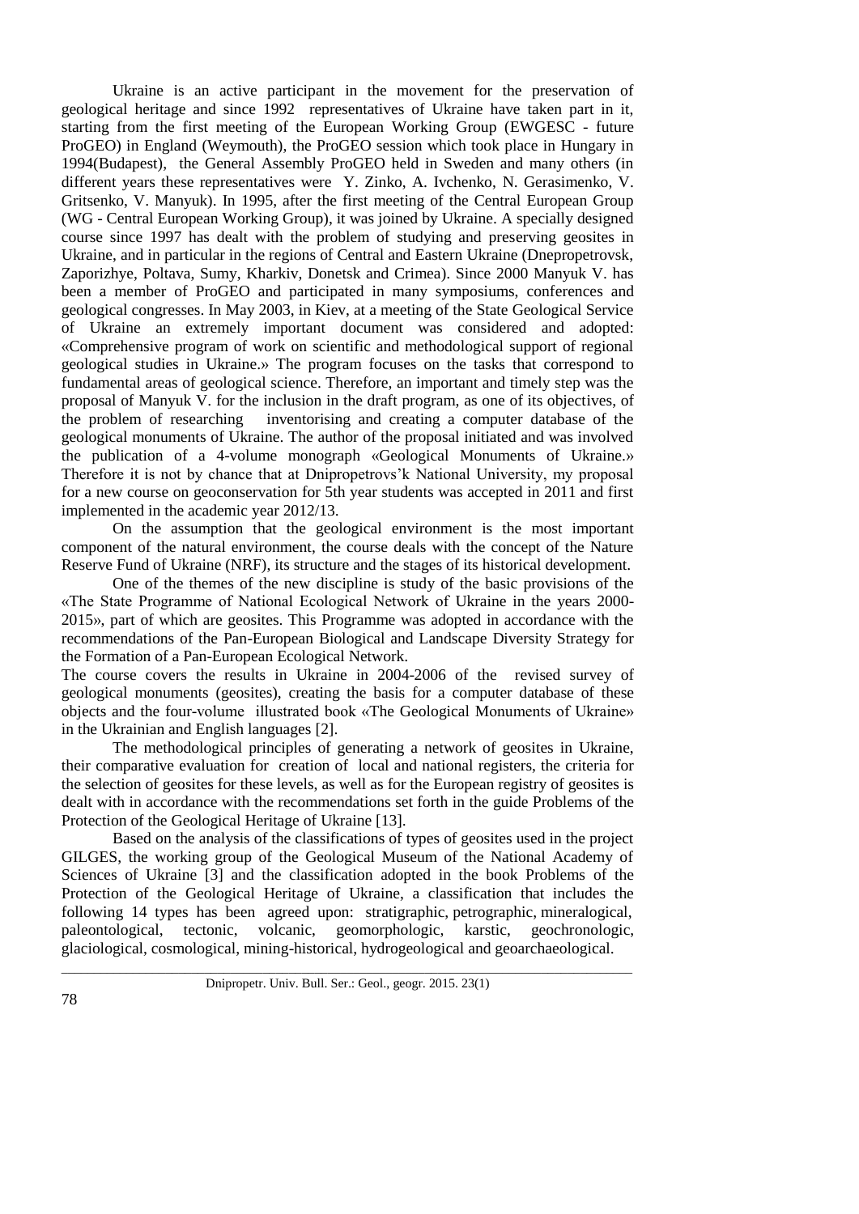Ukraine is an active participant in the movement for the preservation of geological heritage and since 1992 representatives of Ukraine have taken part in it, starting from the first meeting of the European Working Group (EWGESC - future ProGEO) in England (Weymouth), the ProGEO session which took place in Hungary in 1994(Budapest), the General Assembly ProGEO held in Sweden and many others (in different years these representatives were Y. Zinko, A. Ivchenko, N. Gerasimenko, V. Gritsenko, V. Manyuk). In 1995, after the first meeting of the Central European Group (WG - Central European Working Group), it was joined by Ukraine. A specially designed course since 1997 has dealt with the problem of studying and preserving geosites in Ukraine, and in particular in the regions of Central and Eastern Ukraine (Dnepropetrovsk, Zaporizhye, Poltava, Sumy, Kharkiv, Donetsk and Crimea). Since 2000 Manyuk V. has been a member of ProGEO and participated in many symposiums, conferences and geological congresses. In May 2003, in Kiev, at a meeting of the State Geological Service of Ukraine an extremely important document was considered and adopted: «Comprehensive program of work on scientific and methodological support of regional geological studies in Ukraine.» The program focuses on the tasks that correspond to fundamental areas of geological science. Therefore, an important and timely step was the proposal of Manyuk V. for the inclusion in the draft program, as one of its objectives, of the problem of researching inventorising and creating a computer database of the geological monuments of Ukraine. The author of the proposal initiated and was involved the publication of a 4-volume monograph «Geological Monuments of Ukraine.» Therefore it is not by chance that at Dnipropetrovs'k National University, my proposal for a new course on geoconservation for 5th year students was accepted in 2011 and first implemented in the academic year 2012/13.

On the assumption that the geological environment is the most important component of the natural environment, the course deals with the concept of the Nature Reserve Fund of Ukraine (NRF), its structure and the stages of its historical development.

One of the themes of the new discipline is study of the basic provisions of the «The State Programme of National Ecological Network of Ukraine in the years 2000-2015», part of which are geosites. This Programme was adopted in accordance with the recommendations of the Pan-European Biological and Landscape Diversity Strategy for the Formation of a Pan-European Ecological Network.

The course covers the results in Ukraine in 2004-2006 of the revised survey of geological monuments (geosites), creating the basis for a computer database of these objects and the four-volume illustrated book «The Geological Monuments of Ukraine» in the Ukrainian and English languages [2].

The methodological principles of generating a network of geosites in Ukraine, their comparative evaluation for creation of local and national registers, the criteria for the selection of geosites for these levels, as well as for the European registry of geosites is dealt with in accordance with the recommendations set forth in the guide Problems of the Protection of the Geological Heritage of Ukraine [13].

Based on the analysis of the classifications of types of geosites used in the project GILGES, the working group of the Geological Museum of the National Academy of Sciences of Ukraine [3] and the classification adopted in the book Problems of the Protection of the Geological Heritage of Ukraine, a classification that includes the following 14 types has been agreed upon: stratigraphic, petrographic, mineralogical, paleontological, tectonic, volcanic, geomorphologic, karstic, geochronologic, glaciological, cosmological, mining-historical, hydrogeological and geoarchaeological.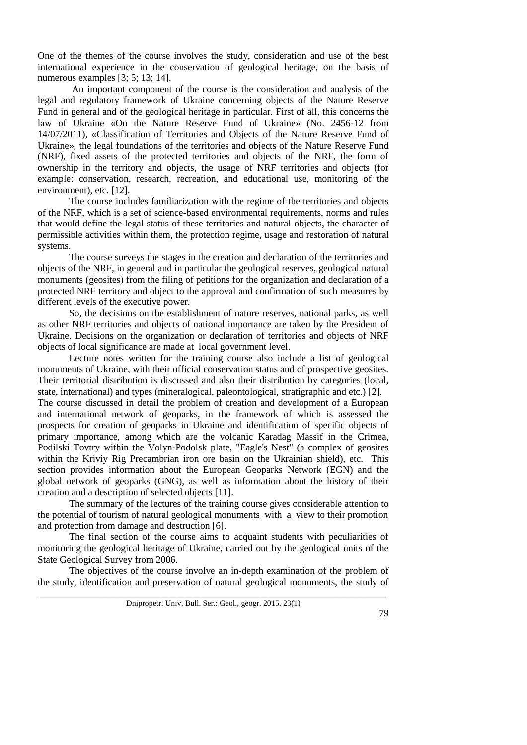One of the themes of the course involves the study, consideration and use of the best international experience in the conservation of geological heritage, on the basis of numerous examples [3; 5; 13; 14].

An important component of the course is the consideration and analysis of the legal and regulatory framework of Ukraine concerning objects of the Nature Reserve Fund in general and of the geological heritage in particular. First of all, this concerns the law of Ukraine «On the Nature Reserve Fund of Ukraine» (No. 2456-12 from 14/07/2011), «Classification of Territories and Objects of the Nature Reserve Fund of Ukraine», the legal foundations of the territories and objects of the Nature Reserve Fund (NRF), fixed assets of the protected territories and objects of the NRF, the form of ownership in the territory and objects, the usage of NRF territories and objects (for example: conservation, research, recreation, and educational use, monitoring of the environment), etc. [12].

The course includes familiarization with the regime of the territories and objects of the NRF, which is a set of science-based environmental requirements, norms and rules that would define the legal status of these territories and natural objects, the character of permissible activities within them, the protection regime, usage and restoration of natural systems.

The course surveys the stages in the creation and declaration of the territories and objects of the NRF, in general and in particular the geological reserves, geological natural monuments (geosites) from the filing of petitions for the organization and declaration of a protected NRF territory and object to the approval and confirmation of such measures by different levels of the executive power.

So, the decisions on the establishment of nature reserves, national parks, as well as other NRF territories and objects of national importance are taken by the President of Ukraine. Decisions on the organization or declaration of territories and objects of NRF objects of local significance are made at local government level.

Lecture notes written for the training course also include a list of geological monuments of Ukraine, with their official conservation status and of prospective geosites. Their territorial distribution is discussed and also their distribution by categories (local, state, international) and types (mineralogical, paleontological, stratigraphic and etc.) [2].

The course discussed in detail the problem of creation and development of a European and international network of geoparks, in the framework of which is assessed the prospects for creation of geoparks in Ukraine and identification of specific objects of primary importance, among which are the volcanic Karadag Massif in the Crimea, Podilski Tovtry within the Volyn-Podolsk plate, "Eagle's Nest" (a complex of geosites within the Kriviy Rig Precambrian iron ore basin on the Ukrainian shield), etc. This section provides information about the European Geoparks Network (EGN) and the global network of geoparks (GNG), as well as information about the history of their creation and a description of selected objects [11].

The summary of the lectures of the training course gives considerable attention to the potential of tourism of natural geological monuments with a view to their promotion and protection from damage and destruction [6].

The final section of the course aims to acquaint students with peculiarities of monitoring the geological heritage of Ukraine, carried out by the geological units of the State Geological Survey from 2006.

The objectives of the course involve an in-depth examination of the problem of the study, identification and preservation of natural geological monuments, the study of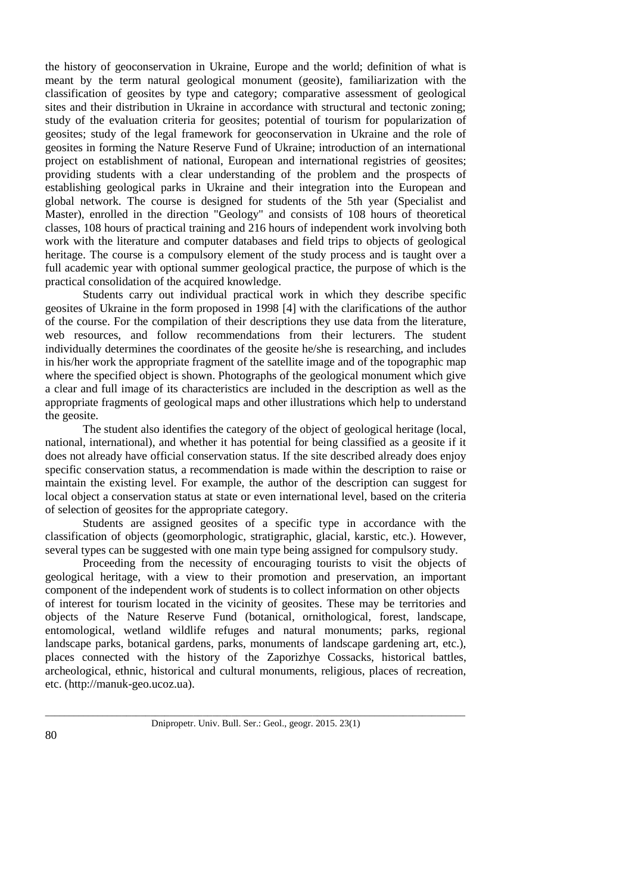the history of geoconservation in Ukraine, Europe and the world; definition of what is meant by the term natural geological monument (geosite), familiarization with the classification of geosites by type and category; comparative assessment of geological sites and their distribution in Ukraine in accordance with structural and tectonic zoning; study of the evaluation criteria for geosites; potential of tourism for popularization of geosites; study of the legal framework for geoconservation in Ukraine and the role of geosites in forming the Nature Reserve Fund of Ukraine; introduction of an international project on establishment of national, European and international registries of geosites; providing students with a clear understanding of the problem and the prospects of establishing geological parks in Ukraine and their integration into the European and global network. The course is designed for students of the 5th year (Specialist and Master), enrolled in the direction "Geology" and consists of 108 hours of theoretical classes, 108 hours of practical training and 216 hours of independent work involving both work with the literature and computer databases and field trips to objects of geological heritage. The course is a compulsory element of the study process and is taught over a full academic year with optional summer geological practice, the purpose of which is the practical consolidation of the acquired knowledge.

Students carry out individual practical work in which they describe specific geosites of Ukraine in the form proposed in 1998 [4] with the clarifications of the author of the course. For the compilation of their descriptions they use data from the literature, web resources, and follow recommendations from their lecturers. The student individually determines the coordinates of the geosite he/she is researching, and includes in his/her work the appropriate fragment of the satellite image and of the topographic map where the specified object is shown. Photographs of the geological monument which give a clear and full image of its characteristics are included in the description as well as the appropriate fragments of geological maps and other illustrations which help to understand the geosite.

The student also identifies the category of the object of geological heritage (local, national, international), and whether it has potential for being classified as a geosite if it does not already have official conservation status. If the site described already does enjoy specific conservation status, a recommendation is made within the description to raise or maintain the existing level. For example, the author of the description can suggest for local object a conservation status at state or even international level, based on the criteria of selection of geosites for the appropriate category.

Students are assigned geosites of a specific type in accordance with the classification of objects (geomorphologic, stratigraphic, glacial, karstic, etc.). However, several types can be suggested with one main type being assigned for compulsory study.

Proceeding from the necessity of encouraging tourists to visit the objects of geological heritage, with a view to their promotion and preservation, an important component of the independent work of students is to collect information on other objects of interest for tourism located in the vicinity of geosites. These may be territories and objects of the Nature Reserve Fund (botanical, ornithological, forest, landscape, entomological, wetland wildlife refuges and natural monuments; parks, regional landscape parks, botanical gardens, parks, monuments of landscape gardening art, etc.), places connected with the history of the Zaporizhye Cossacks, historical battles, archeological, ethnic, historical and cultural monuments, religious, places of recreation, etc. (http://manuk-geo.ucoz.ua).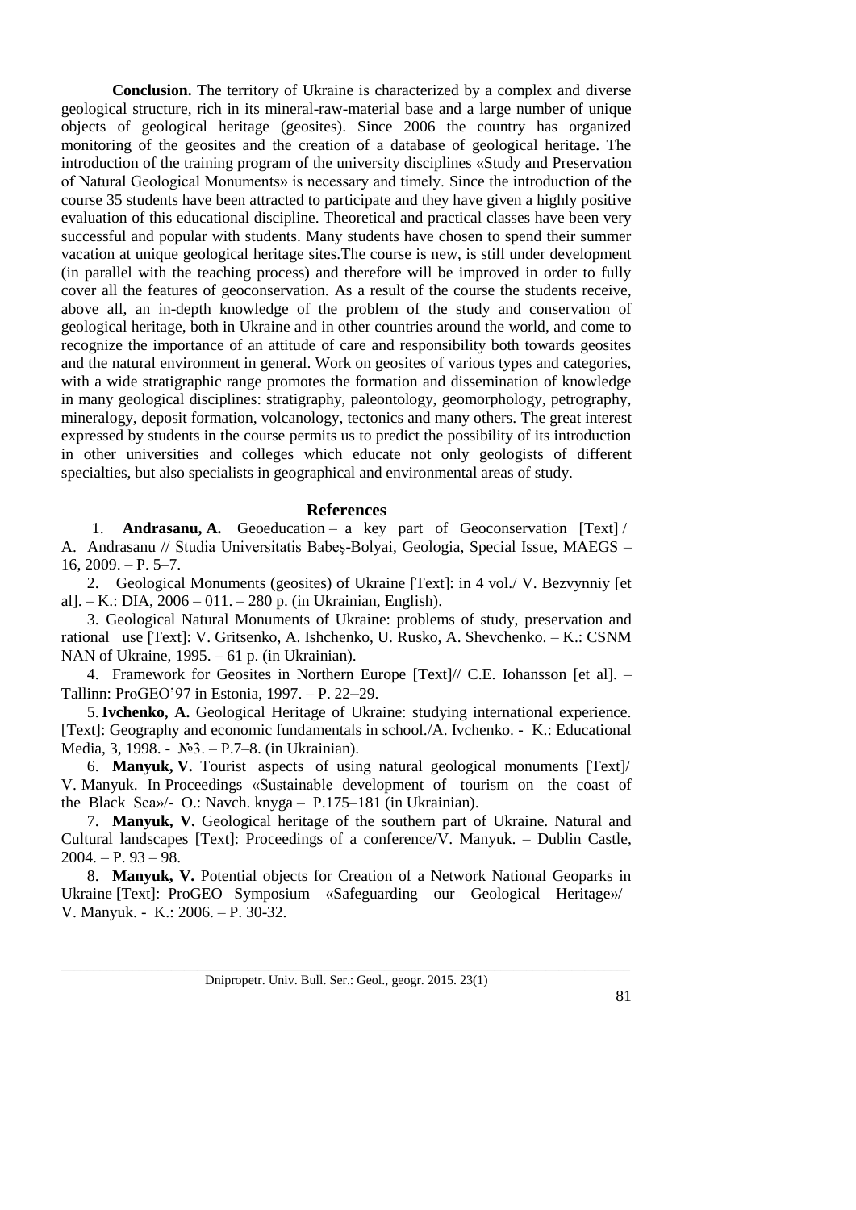**Conclusion.** The territory of Ukraine is characterized by a complex and diverse geological structure, rich in its mineral-raw-material base and a large number of unique objects of geological heritage (geosites). Since 2006 the country has organized monitoring of the geosites and the creation of a database of geological heritage. The introduction of the training program of the university disciplines «Study and Preservation of Natural Geological Monuments» is necessary and timely. Since the introduction of the course 35 students have been attracted to participate and they have given a highly positive evaluation of this educational discipline. Theoretical and practical classes have been very successful and popular with students. Many students have chosen to spend their summer vacation at unique geological heritage sites.The course is new, is still under development (in parallel with the teaching process) and therefore will be improved in order to fully cover all the features of geoconservation. As a result of the course the students receive, above all, an in-depth knowledge of the problem of the study and conservation of geological heritage, both in Ukraine and in other countries around the world, and come to recognize the importance of an attitude of care and responsibility both towards geosites and the natural environment in general. Work on geosites of various types and categories, with a wide stratigraphic range promotes the formation and dissemination of knowledge in many geological disciplines: stratigraphy, paleontology, geomorphology, petrography, mineralogy, deposit formation, volcanology, tectonics and many others. The great interest expressed by students in the course permits us to predict the possibility of its introduction in other universities and colleges which educate not only geologists of different specialties, but also specialists in geographical and environmental areas of study.

## References

1. **Andrasanu, A.** Geoeducation – a key part of Geoconservation [Text] / A. Andrasanu // Studia Universitatis Babeş-Bolyai, Geologia, Special Issue, MAEGS – 16, 2009. – P. 5–7.

2. Geological Monuments (geosites) of Ukraine [Text]: in 4 vol./ V. Bezvynniy [et al]. – K.: DIA, 2006 – 011. – 280 p. (in Ukrainian, English).

3. Geological Natural Monuments of Ukraine: problems of study, preservation and rational use [Text]: V. Gritsenko, A. Ishchenko, U. Rusko, A. Shevchenko. – K.: CSNM NAN of Ukraine, 1995. – 61 p. (in Ukrainian).

4. Framework for Geosites in Northern Europe [Text]// C.E. Iohansson [et al]. – Tallinn: ProGEO'97 in Estonia, 1997. – P. 22–29.

5. **Ivchenko, A.** Geological Heritage of Ukraine: studying international experience. [Text]: Geography and economic fundamentals in school./A. Ivchenko. - K.: Educational Media, 3, 1998. - №3. – P.7–8. (in Ukrainian).

6. **Manyuk, V.** Tourist aspects of using natural geological monuments [Text]/ V. Manyuk. In Proceedings «Sustainable development of tourism on the coast of the Black Sea»/- O.: Navch. knyga – P.175–181 (in Ukrainian).

7. **Manyuk, V.** Geological heritage of the southern part of Ukraine. Natural and Cultural landscapes [Text]: Proceedings of a conference/V. Manyuk. – Dublin Castle, 2004. – P. 93 – 98.

8. **Manyuk, V.** Potential objects for Creation of a Network National Geoparks in Ukraine [Text]: ProGEO Symposium «Safeguarding our Geological Heritage»/ V. Manyuk. - K.: 2006. – P. 30-32.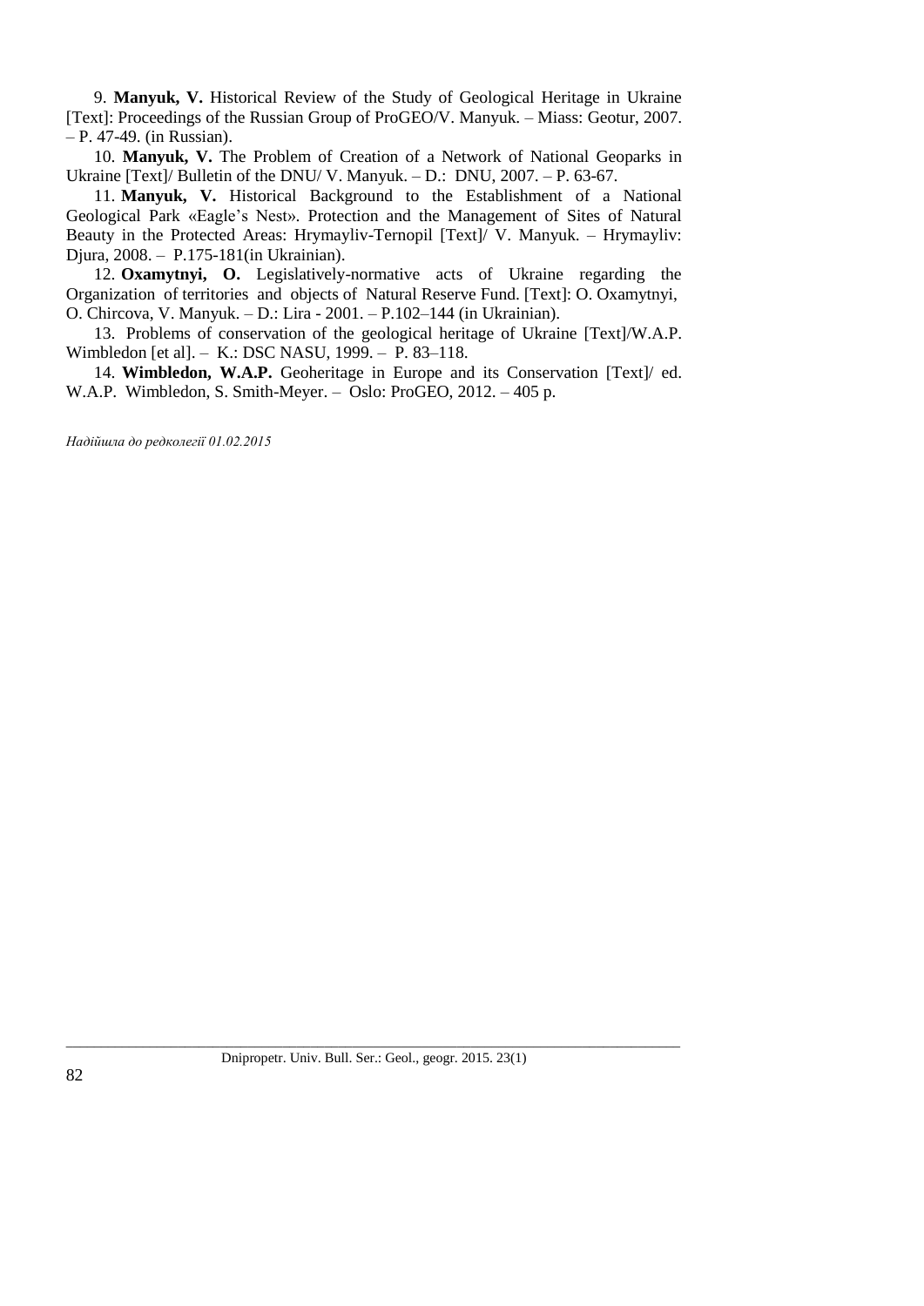9. **Manyuk, V.** Historical Review of the Study of Geological Heritage in Ukraine [Text]: Proceedings of the Russian Group of ProGEO/V. Manyuk. – Miass: Geotur, 2007. – P. 47-49. (in Russian).

10. **Manyuk, V.** The Problem of Creation of a Network of National Geoparks in Ukraine [Text]/ Bulletin of the DNU/ V. Manyuk. – D.: DNU, 2007. – P. 63-67.

11. **Manyuk, V.** Historical Background to the Establishment of a National Geological Park «Eagle's Nest». Protection and the Management of Sites of Natural Beauty in the Protected Areas: Hrymayliv-Ternopil [Text]/ V. Manyuk. – Hrymayliv: Djura, 2008. – P.175-181(in Ukrainian).

12. **Oxamytnyi, O.** Legislatively-normative acts of Ukraine regarding the Organization of territories and objects of Natural Reserve Fund. [Text]: O. Oxamytnyi, O. Chircova, V. Manyuk. – D.: Lira - 2001. – P.102–144 (in Ukrainian).

13. Problems of conservation of the geological heritage of Ukraine [Text]/W.A.P. Wimbledon [et al]. – K.: DSC NASU, 1999. – P. 83–118.

14. **Wimbledon, W.A.P.** Geoheritage in Europe and its Conservation [Text]/ ed. W.A.P. Wimbledon, S. Smith-Meyer. – Oslo: ProGEO, 2012. – 405 p.

*Надійшла до редколегії 01.02.2015*